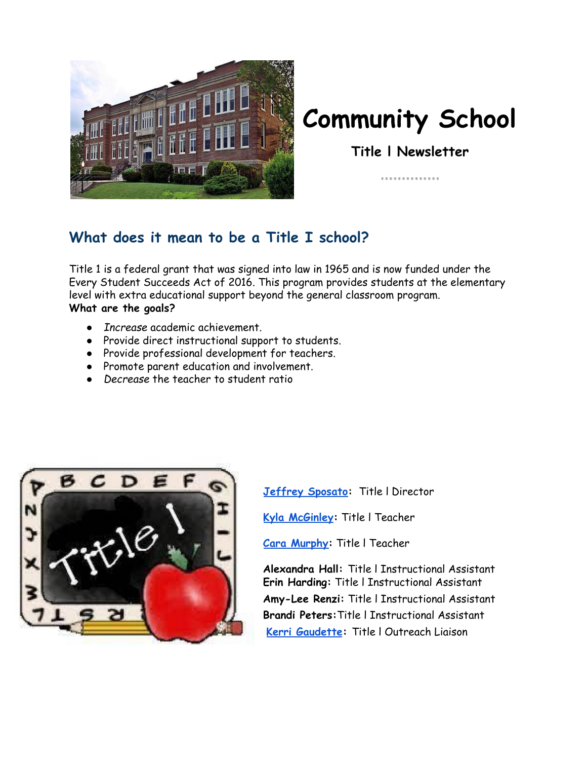# Community School

## Title I Newsletter

## What does it mean to be a Title I school?

Title 1 is a federal grant that was signed into law in 1965 and is now funded under the Every Student Succeeds Act of 2016. This program provides students at the elementary level with extra educational support beyond the general classroom program.

**What are the goals?**

- *Increase* academic achievement.
- Provide direct instructional support to students.
- Provide professional development for teachers.
- Promote parent education and involvement.
- *Decrease* the teacher to student ratio

**Jeffrey Sposato**: Title I Director

**Kyla McGinley**: Title I Teacher

**Cara Murphy**: Title I Teacher

**Alexandra Hall**: Title I Instructional Assistant
**Erin Harding**: Title I Instructional Assistant
**Amy-Lee Renzi**: Title I Instructional Assistant
**Brandi Peters**: Title I Instructional Assistant
**Kerri Gaudette**: Title I Outreach Liaison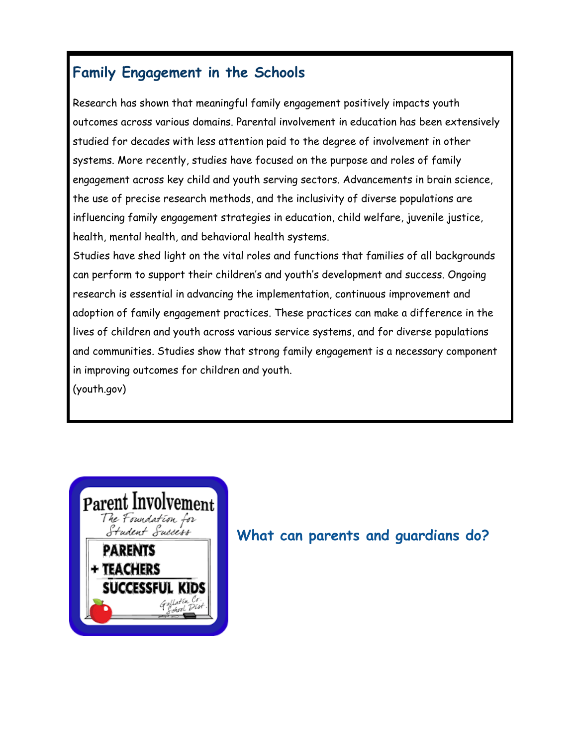## Family Engagement in the Schools

Research has shown that meaningful family engagement positively impacts youth outcomes across various domains. Parental involvement in education has been extensively studied for decades with less attention paid to the degree of involvement in other systems. More recently, studies have focused on the purpose and roles of family engagement across key child and youth serving sectors. Advancements in brain science, the use of precise research methods, and the inclusivity of diverse populations are influencing family engagement strategies in education, child welfare, juvenile justice, health, mental health, and behavioral health systems.

Studies have shed light on the vital roles and functions that families of all backgrounds can perform to support their children's and youth's development and success. Ongoing research is essential in advancing the implementation, continuous improvement and adoption of family engagement practices. These practices can make a difference in the lives of children and youth across various service systems, and for diverse populations and communities. Studies show that strong family engagement is a necessary component in improving outcomes for children and youth.

(youth.gov)

Parent Involvement
The Foundation for Student Success

PARENTS
+ TEACHERS
SUCCESSFUL KIDS

Gallatin Co. School Dist.

## What can parents and guardians do?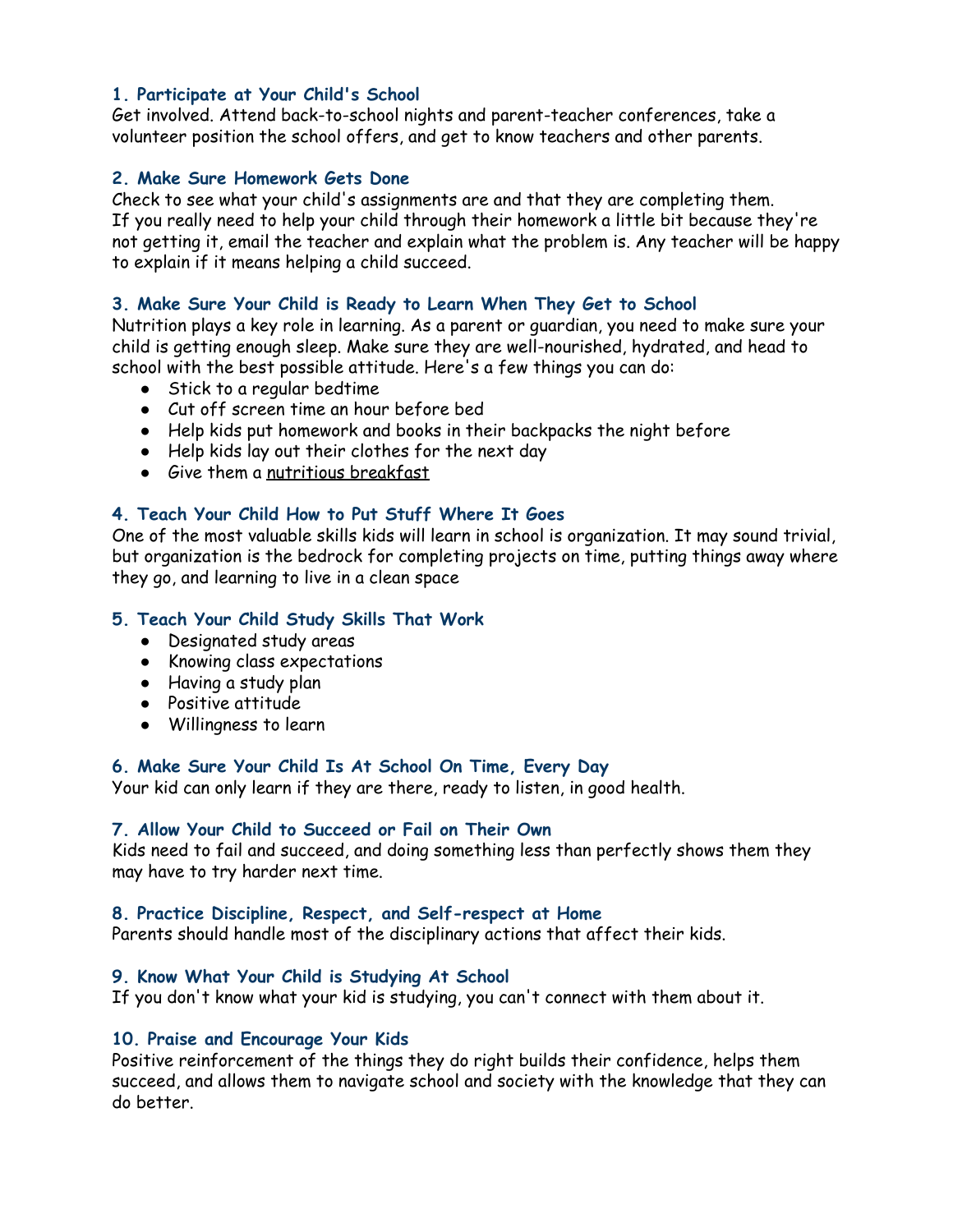### 1. Participate at Your Child's School

Get involved. Attend back-to-school nights and parent-teacher conferences, take a volunteer position the school offers, and get to know teachers and other parents.

### 2. Make Sure Homework Gets Done

Check to see what your child's assignments are and that they are completing them. If you really need to help your child through their homework a little bit because they're not getting it, email the teacher and explain what the problem is. Any teacher will be happy to explain if it means helping a child succeed.

### 3. Make Sure Your Child is Ready to Learn When They Get to School

Nutrition plays a key role in learning. As a parent or guardian, you need to make sure your child is getting enough sleep. Make sure they are well-nourished, hydrated, and head to school with the best possible attitude. Here's a few things you can do:

- Stick to a regular bedtime
- Cut off screen time an hour before bed
- Help kids put homework and books in their backpacks the night before
- Help kids lay out their clothes for the next day
- Give them a nutritious breakfast

### 4. Teach Your Child How to Put Stuff Where It Goes

One of the most valuable skills kids will learn in school is organization. It may sound trivial, but organization is the bedrock for completing projects on time, putting things away where they go, and learning to live in a clean space

### 5. Teach Your Child Study Skills That Work

- Designated study areas
- Knowing class expectations
- Having a study plan
- Positive attitude
- Willingness to learn

### 6. Make Sure Your Child Is At School On Time, Every Day

Your kid can only learn if they are there, ready to listen, in good health.

### 7. Allow Your Child to Succeed or Fail on Their Own

Kids need to fail and succeed, and doing something less than perfectly shows them they may have to try harder next time.

### 8. Practice Discipline, Respect, and Self-respect at Home

Parents should handle most of the disciplinary actions that affect their kids.

### 9. Know What Your Child is Studying At School

If you don't know what your kid is studying, you can't connect with them about it.

### 10. Praise and Encourage Your Kids

Positive reinforcement of the things they do right builds their confidence, helps them succeed, and allows them to navigate school and society with the knowledge that they can do better.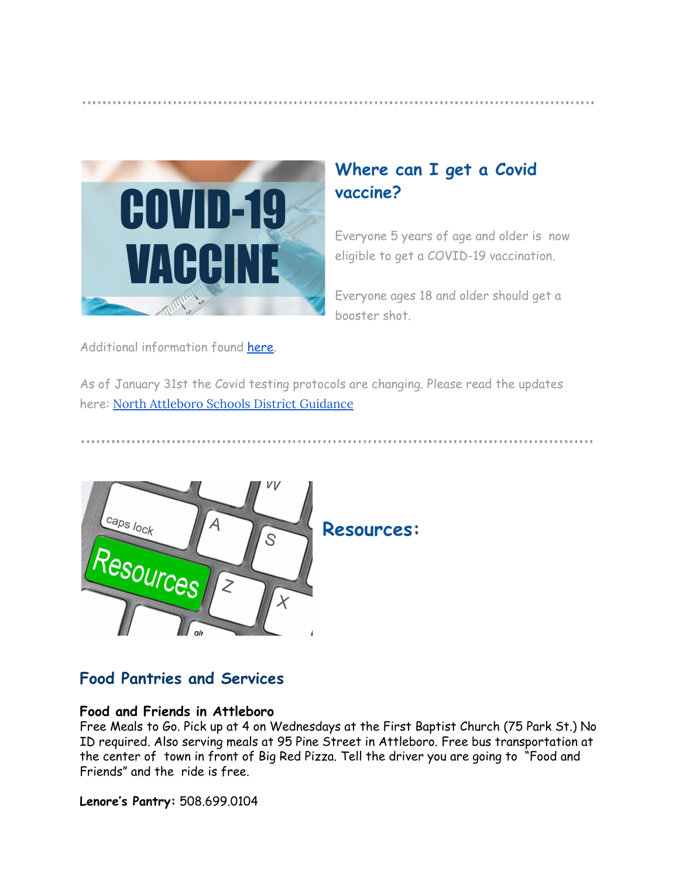## Where can I get a Covid vaccine?

Everyone 5 years of age and older is now eligible to get a COVID-19 vaccination.

Everyone ages 18 and older should get a booster shot.

Additional information found here.

As of January 31st the Covid testing protocols are changing. Please read the updates here: North Attleboro Schools District Guidance

## Resources:

### Food Pantries and Services

**Food and Friends in Attleboro**
Free Meals to Go. Pick up at 4 on Wednesdays at the First Baptist Church (75 Park St.) No ID required. Also serving meals at 95 Pine Street in Attleboro. Free bus transportation at the center of town in front of Big Red Pizza. Tell the driver you are going to "Food and Friends" and the ride is free.

**Lenore's Pantry:** 508.699.0104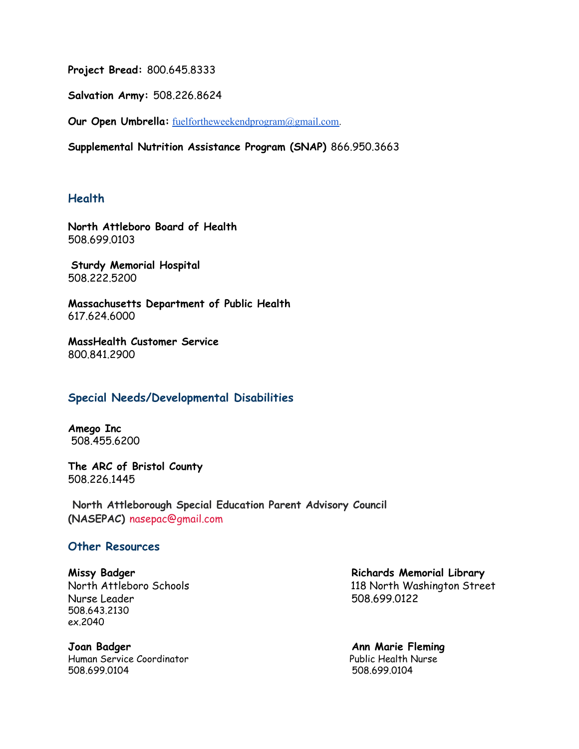**Project Bread:** 800.645.8333

**Salvation Army:** 508.226.8624

**Our Open Umbrella:** fuelfortheweekendprogram@gmail.com.

**Supplemental Nutrition Assistance Program (SNAP)** 866.950.3663

## Health

**North Attleboro Board of Health**
508.699.0103

**Sturdy Memorial Hospital**
508.222.5200

**Massachusetts Department of Public Health**
617.624.6000

**MassHealth Customer Service**
800.841.2900

## Special Needs/Developmental Disabilities

**Amego Inc**
508.455.6200

**The ARC of Bristol County**
508.226.1445

**North Attleborough Special Education Parent Advisory Council (NASEPAC)** nasepac@gmail.com

## Other Resources

**Missy Badger**
North Attleboro Schools
Nurse Leader
508.643.2130
ex.2040

**Richards Memorial Library**
118 North Washington Street
508.699.0122

**Joan Badger**
Human Service Coordinator
508.699.0104

**Ann Marie Fleming**
Public Health Nurse
508.699.0104